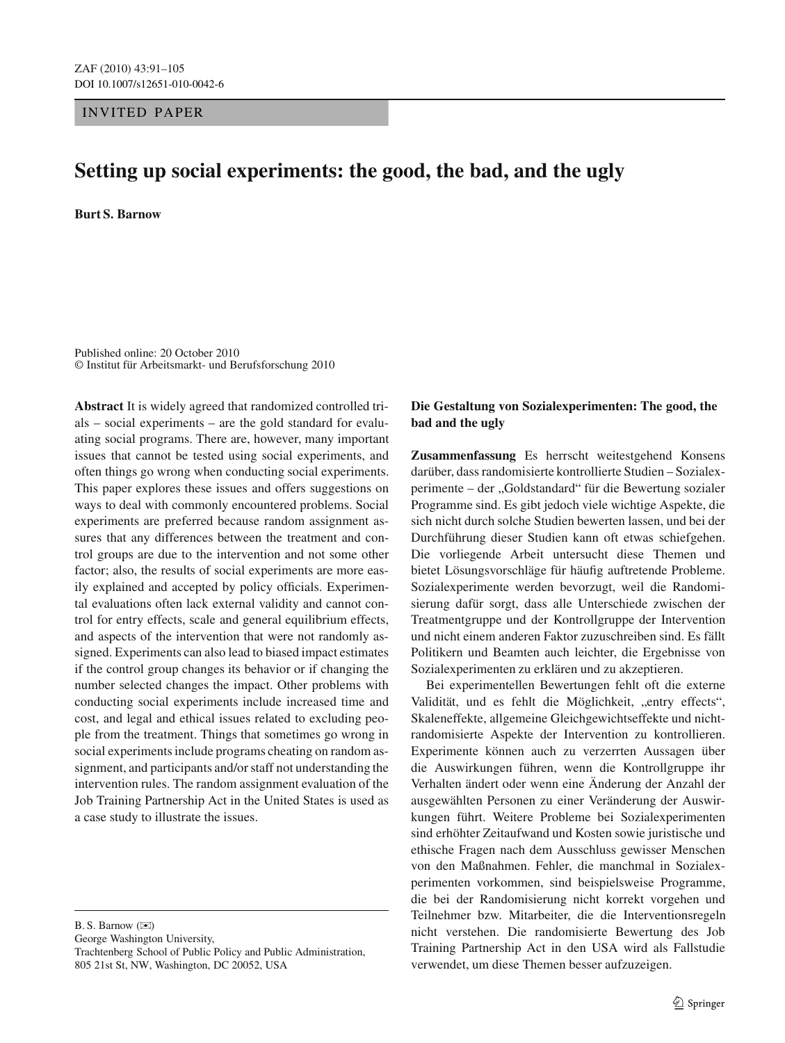INVITED PAPER

# Setting up social experiments: the good, the bad, and the ugly

**Burt S. Barnow**

Published online: 20 October 2010
© Institut für Arbeitsmarkt- und Berufsforschung 2010

**Abstract** It is widely agreed that randomized controlled trials – social experiments – are the gold standard for evaluating social programs. There are, however, many important issues that cannot be tested using social experiments, and often things go wrong when conducting social experiments. This paper explores these issues and offers suggestions on ways to deal with commonly encountered problems. Social experiments are preferred because random assignment assures that any differences between the treatment and control groups are due to the intervention and not some other factor; also, the results of social experiments are more easily explained and accepted by policy officials. Experimental evaluations often lack external validity and cannot control for entry effects, scale and general equilibrium effects, and aspects of the intervention that were not randomly assigned. Experiments can also lead to biased impact estimates if the control group changes its behavior or if changing the number selected changes the impact. Other problems with conducting social experiments include increased time and cost, and legal and ethical issues related to excluding people from the treatment. Things that sometimes go wrong in social experiments include programs cheating on random assignment, and participants and/or staff not understanding the intervention rules. The random assignment evaluation of the Job Training Partnership Act in the United States is used as a case study to illustrate the issues.

B. S. Barnow (✉)
George Washington University,
Trachtenberg School of Public Policy and Public Administration,
805 21st St, NW, Washington, DC 20052, USA

**Die Gestaltung von Sozialexperimenten: The good, the bad and the ugly**

**Zusammenfassung** Es herrscht weitestgehend Konsens darüber, dass randomisierte kontrollierte Studien – Sozialexperimente – der „Goldstandard" für die Bewertung sozialer Programme sind. Es gibt jedoch viele wichtige Aspekte, die sich nicht durch solche Studien bewerten lassen, und bei der Durchführung dieser Studien kann oft etwas schiefgehen. Die vorliegende Arbeit untersucht diese Themen und bietet Lösungsvorschläge für häufig auftretende Probleme. Sozialexperimente werden bevorzugt, weil die Randomisierung dafür sorgt, dass alle Unterschiede zwischen der Treatmentgruppe und der Kontrollgruppe der Intervention und nicht einem anderen Faktor zuzuschreiben sind. Es fällt Politikern und Beamten auch leichter, die Ergebnisse von Sozialexperimenten zu erklären und zu akzeptieren.

Bei experimentellen Bewertungen fehlt oft die externe Validität, und es fehlt die Möglichkeit, „entry effects", Skaleneffekte, allgemeine Gleichgewichtseffekte und nicht-randomisierte Aspekte der Intervention zu kontrollieren. Experimente können auch zu verzerrten Aussagen über die Auswirkungen führen, wenn die Kontrollgruppe ihr Verhalten ändert oder wenn eine Änderung der Anzahl der ausgewählten Personen zu einer Veränderung der Auswirkungen führt. Weitere Probleme bei Sozialexperimenten sind erhöhter Zeitaufwand und Kosten sowie juristische und ethische Fragen nach dem Ausschluss gewisser Menschen von den Maßnahmen. Fehler, die manchmal in Sozialexperimenten vorkommen, sind beispielsweise Programme, die bei der Randomisierung nicht korrekt vorgehen und Teilnehmer bzw. Mitarbeiter, die die Interventionsregeln nicht verstehen. Die randomisierte Bewertung des Job Training Partnership Act in den USA wird als Fallstudie verwendet, um diese Themen besser aufzuzeigen.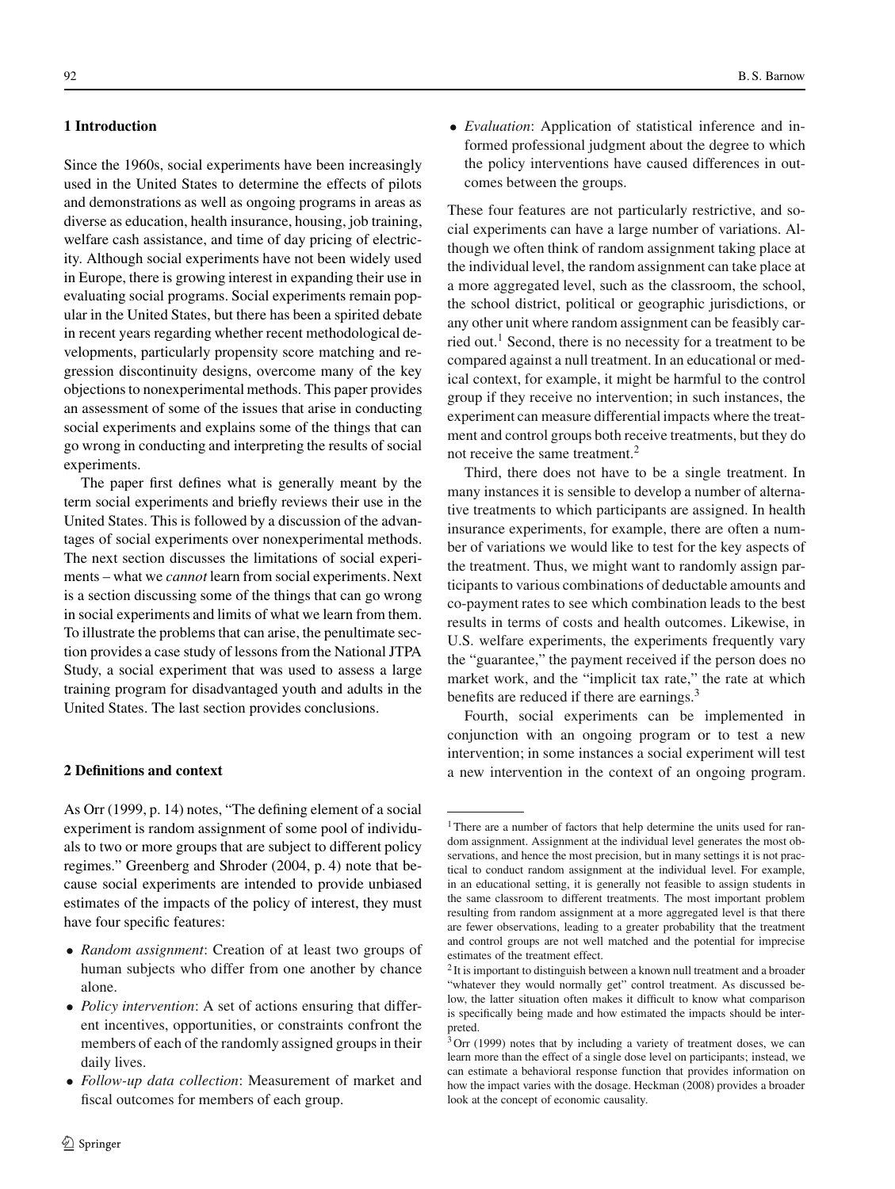## 1 Introduction

Since the 1960s, social experiments have been increasingly used in the United States to determine the effects of pilots and demonstrations as well as ongoing programs in areas as diverse as education, health insurance, housing, job training, welfare cash assistance, and time of day pricing of electricity. Although social experiments have not been widely used in Europe, there is growing interest in expanding their use in evaluating social programs. Social experiments remain popular in the United States, but there has been a spirited debate in recent years regarding whether recent methodological developments, particularly propensity score matching and regression discontinuity designs, overcome many of the key objections to nonexperimental methods. This paper provides an assessment of some of the issues that arise in conducting social experiments and explains some of the things that can go wrong in conducting and interpreting the results of social experiments.

The paper first defines what is generally meant by the term social experiments and briefly reviews their use in the United States. This is followed by a discussion of the advantages of social experiments over nonexperimental methods. The next section discusses the limitations of social experiments – what we *cannot* learn from social experiments. Next is a section discussing some of the things that can go wrong in social experiments and limits of what we learn from them. To illustrate the problems that can arise, the penultimate section provides a case study of lessons from the National JTPA Study, a social experiment that was used to assess a large training program for disadvantaged youth and adults in the United States. The last section provides conclusions.

## 2 Definitions and context

As Orr (1999, p. 14) notes, "The defining element of a social experiment is random assignment of some pool of individuals to two or more groups that are subject to different policy regimes." Greenberg and Shroder (2004, p. 4) note that because social experiments are intended to provide unbiased estimates of the impacts of the policy of interest, they must have four specific features:

- *Random assignment*: Creation of at least two groups of human subjects who differ from one another by chance alone.
- *Policy intervention*: A set of actions ensuring that different incentives, opportunities, or constraints confront the members of each of the randomly assigned groups in their daily lives.
- *Follow-up data collection*: Measurement of market and fiscal outcomes for members of each group.
- *Evaluation*: Application of statistical inference and informed professional judgment about the degree to which the policy interventions have caused differences in outcomes between the groups.

These four features are not particularly restrictive, and social experiments can have a large number of variations. Although we often think of random assignment taking place at the individual level, the random assignment can take place at a more aggregated level, such as the classroom, the school, the school district, political or geographic jurisdictions, or any other unit where random assignment can be feasibly carried out.[1] Second, there is no necessity for a treatment to be compared against a null treatment. In an educational or medical context, for example, it might be harmful to the control group if they receive no intervention; in such instances, the experiment can measure differential impacts where the treatment and control groups both receive treatments, but they do not receive the same treatment.[2]

Third, there does not have to be a single treatment. In many instances it is sensible to develop a number of alternative treatments to which participants are assigned. In health insurance experiments, for example, there are often a number of variations we would like to test for the key aspects of the treatment. Thus, we might want to randomly assign participants to various combinations of deductable amounts and co-payment rates to see which combination leads to the best results in terms of costs and health outcomes. Likewise, in U.S. welfare experiments, the experiments frequently vary the "guarantee," the payment received if the person does no market work, and the "implicit tax rate," the rate at which benefits are reduced if there are earnings.[3]

Fourth, social experiments can be implemented in conjunction with an ongoing program or to test a new intervention; in some instances a social experiment will test a new intervention in the context of an ongoing program.

---

[1] There are a number of factors that help determine the units used for random assignment. Assignment at the individual level generates the most observations, and hence the most precision, but in many settings it is not practical to conduct random assignment at the individual level. For example, in an educational setting, it is generally not feasible to assign students in the same classroom to different treatments. The most important problem resulting from random assignment at a more aggregated level is that there are fewer observations, leading to a greater probability that the treatment and control groups are not well matched and the potential for imprecise estimates of the treatment effect.

[2] It is important to distinguish between a known null treatment and a broader "whatever they would normally get" control treatment. As discussed below, the latter situation often makes it difficult to know what comparison is specifically being made and how estimated the impacts should be interpreted.

[3] Orr (1999) notes that by including a variety of treatment doses, we can learn more than the effect of a single dose level on participants; instead, we can estimate a behavioral response function that provides information on how the impact varies with the dosage. Heckman (2008) provides a broader look at the concept of economic causality.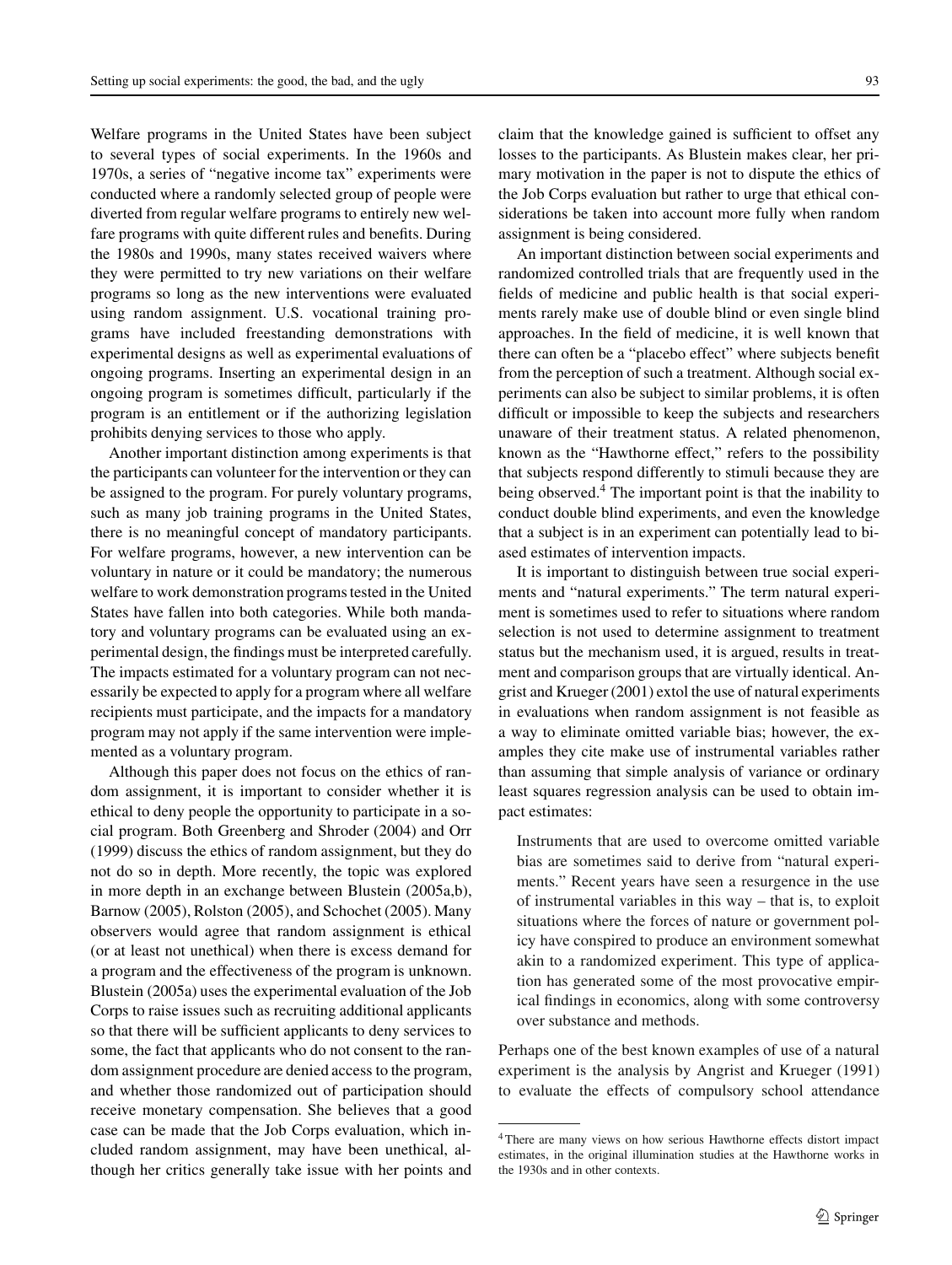Welfare programs in the United States have been subject to several types of social experiments. In the 1960s and 1970s, a series of "negative income tax" experiments were conducted where a randomly selected group of people were diverted from regular welfare programs to entirely new welfare programs with quite different rules and benefits. During the 1980s and 1990s, many states received waivers where they were permitted to try new variations on their welfare programs so long as the new interventions were evaluated using random assignment. U.S. vocational training programs have included freestanding demonstrations with experimental designs as well as experimental evaluations of ongoing programs. Inserting an experimental design in an ongoing program is sometimes difficult, particularly if the program is an entitlement or if the authorizing legislation prohibits denying services to those who apply.

Another important distinction among experiments is that the participants can volunteer for the intervention or they can be assigned to the program. For purely voluntary programs, such as many job training programs in the United States, there is no meaningful concept of mandatory participants. For welfare programs, however, a new intervention can be voluntary in nature or it could be mandatory; the numerous welfare to work demonstration programs tested in the United States have fallen into both categories. While both mandatory and voluntary programs can be evaluated using an experimental design, the findings must be interpreted carefully. The impacts estimated for a voluntary program can not necessarily be expected to apply for a program where all welfare recipients must participate, and the impacts for a mandatory program may not apply if the same intervention were implemented as a voluntary program.

Although this paper does not focus on the ethics of random assignment, it is important to consider whether it is ethical to deny people the opportunity to participate in a social program. Both Greenberg and Shroder (2004) and Orr (1999) discuss the ethics of random assignment, but they do not do so in depth. More recently, the topic was explored in more depth in an exchange between Blustein (2005a,b), Barnow (2005), Rolston (2005), and Schochet (2005). Many observers would agree that random assignment is ethical (or at least not unethical) when there is excess demand for a program and the effectiveness of the program is unknown. Blustein (2005a) uses the experimental evaluation of the Job Corps to raise issues such as recruiting additional applicants so that there will be sufficient applicants to deny services to some, the fact that applicants who do not consent to the random assignment procedure are denied access to the program, and whether those randomized out of participation should receive monetary compensation. She believes that a good case can be made that the Job Corps evaluation, which included random assignment, may have been unethical, although her critics generally take issue with her points and claim that the knowledge gained is sufficient to offset any losses to the participants. As Blustein makes clear, her primary motivation in the paper is not to dispute the ethics of the Job Corps evaluation but rather to urge that ethical considerations be taken into account more fully when random assignment is being considered.

An important distinction between social experiments and randomized controlled trials that are frequently used in the fields of medicine and public health is that social experiments rarely make use of double blind or even single blind approaches. In the field of medicine, it is well known that there can often be a "placebo effect" where subjects benefit from the perception of such a treatment. Although social experiments can also be subject to similar problems, it is often difficult or impossible to keep the subjects and researchers unaware of their treatment status. A related phenomenon, known as the "Hawthorne effect," refers to the possibility that subjects respond differently to stimuli because they are being observed.[4] The important point is that the inability to conduct double blind experiments, and even the knowledge that a subject is in an experiment can potentially lead to biased estimates of intervention impacts.

It is important to distinguish between true social experiments and "natural experiments." The term natural experiment is sometimes used to refer to situations where random selection is not used to determine assignment to treatment status but the mechanism used, it is argued, results in treatment and comparison groups that are virtually identical. Angrist and Krueger (2001) extol the use of natural experiments in evaluations when random assignment is not feasible as a way to eliminate omitted variable bias; however, the examples they cite make use of instrumental variables rather than assuming that simple analysis of variance or ordinary least squares regression analysis can be used to obtain impact estimates:

> Instruments that are used to overcome omitted variable bias are sometimes said to derive from "natural experiments." Recent years have seen a resurgence in the use of instrumental variables in this way – that is, to exploit situations where the forces of nature or government policy have conspired to produce an environment somewhat akin to a randomized experiment. This type of application has generated some of the most provocative empirical findings in economics, along with some controversy over substance and methods.

Perhaps one of the best known examples of use of a natural experiment is the analysis by Angrist and Krueger (1991) to evaluate the effects of compulsory school attendance

---

[4] There are many views on how serious Hawthorne effects distort impact estimates, in the original illumination studies at the Hawthorne works in the 1930s and in other contexts.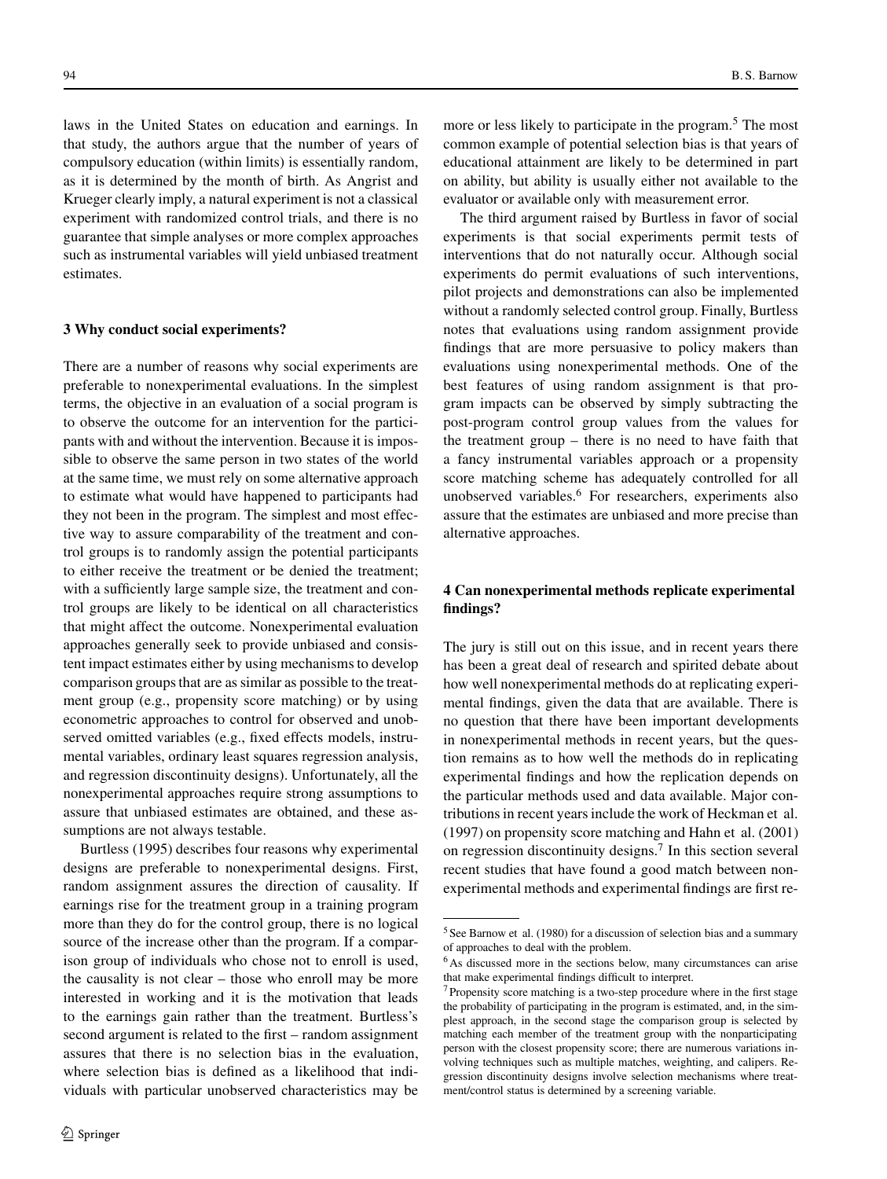laws in the United States on education and earnings. In that study, the authors argue that the number of years of compulsory education (within limits) is essentially random, as it is determined by the month of birth. As Angrist and Krueger clearly imply, a natural experiment is not a classical experiment with randomized control trials, and there is no guarantee that simple analyses or more complex approaches such as instrumental variables will yield unbiased treatment estimates.

## 3 Why conduct social experiments?

There are a number of reasons why social experiments are preferable to nonexperimental evaluations. In the simplest terms, the objective in an evaluation of a social program is to observe the outcome for an intervention for the participants with and without the intervention. Because it is impossible to observe the same person in two states of the world at the same time, we must rely on some alternative approach to estimate what would have happened to participants had they not been in the program. The simplest and most effective way to assure comparability of the treatment and control groups is to randomly assign the potential participants to either receive the treatment or be denied the treatment; with a sufficiently large sample size, the treatment and control groups are likely to be identical on all characteristics that might affect the outcome. Nonexperimental evaluation approaches generally seek to provide unbiased and consistent impact estimates either by using mechanisms to develop comparison groups that are as similar as possible to the treatment group (e.g., propensity score matching) or by using econometric approaches to control for observed and unobserved omitted variables (e.g., fixed effects models, instrumental variables, ordinary least squares regression analysis, and regression discontinuity designs). Unfortunately, all the nonexperimental approaches require strong assumptions to assure that unbiased estimates are obtained, and these assumptions are not always testable.

Burtless (1995) describes four reasons why experimental designs are preferable to nonexperimental designs. First, random assignment assures the direction of causality. If earnings rise for the treatment group in a training program more than they do for the control group, there is no logical source of the increase other than the program. If a comparison group of individuals who chose not to enroll is used, the causality is not clear – those who enroll may be more interested in working and it is the motivation that leads to the earnings gain rather than the treatment. Burtless's second argument is related to the first – random assignment assures that there is no selection bias in the evaluation, where selection bias is defined as a likelihood that individuals with particular unobserved characteristics may be more or less likely to participate in the program.[5] The most common example of potential selection bias is that years of educational attainment are likely to be determined in part on ability, but ability is usually either not available to the evaluator or available only with measurement error.

The third argument raised by Burtless in favor of social experiments is that social experiments permit tests of interventions that do not naturally occur. Although social experiments do permit evaluations of such interventions, pilot projects and demonstrations can also be implemented without a randomly selected control group. Finally, Burtless notes that evaluations using random assignment provide findings that are more persuasive to policy makers than evaluations using nonexperimental methods. One of the best features of using random assignment is that program impacts can be observed by simply subtracting the post-program control group values from the values for the treatment group – there is no need to have faith that a fancy instrumental variables approach or a propensity score matching scheme has adequately controlled for all unobserved variables.[6] For researchers, experiments also assure that the estimates are unbiased and more precise than alternative approaches.

## 4 Can nonexperimental methods replicate experimental findings?

The jury is still out on this issue, and in recent years there has been a great deal of research and spirited debate about how well nonexperimental methods do at replicating experimental findings, given the data that are available. There is no question that there have been important developments in nonexperimental methods in recent years, but the question remains as to how well the methods do in replicating experimental findings and how the replication depends on the particular methods used and data available. Major contributions in recent years include the work of Heckman et al. (1997) on propensity score matching and Hahn et al. (2001) on regression discontinuity designs.[7] In this section several recent studies that have found a good match between nonexperimental methods and experimental findings are first re-

---

[5] See Barnow et al. (1980) for a discussion of selection bias and a summary of approaches to deal with the problem.

[6] As discussed more in the sections below, many circumstances can arise that make experimental findings difficult to interpret.

[7] Propensity score matching is a two-step procedure where in the first stage the probability of participating in the program is estimated, and, in the simplest approach, in the second stage the comparison group is selected by matching each member of the treatment group with the nonparticipating person with the closest propensity score; there are numerous variations involving techniques such as multiple matches, weighting, and calipers. Regression discontinuity designs involve selection mechanisms where treatment/control status is determined by a screening variable.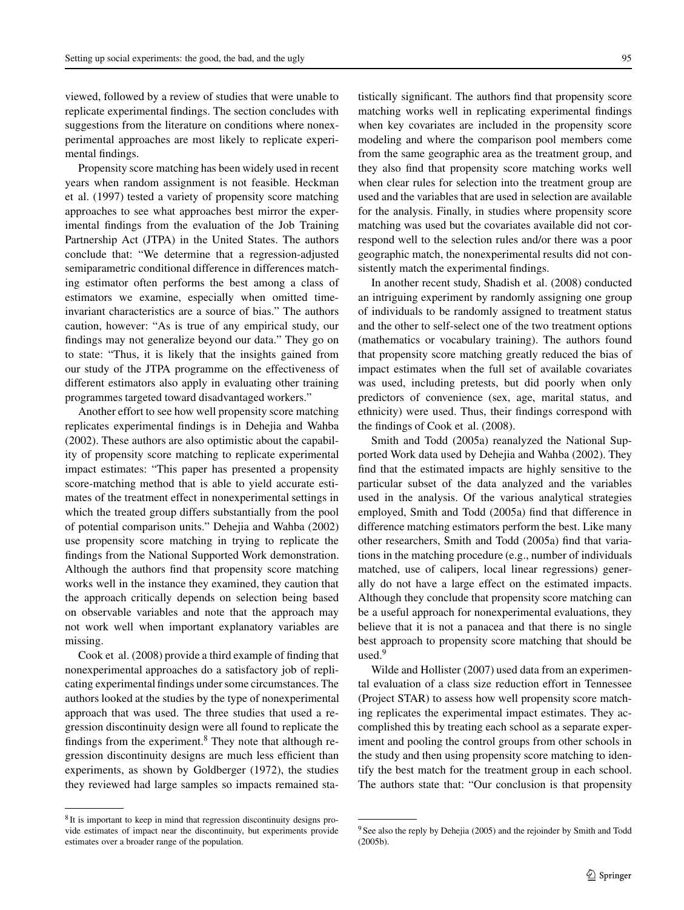viewed, followed by a review of studies that were unable to replicate experimental findings. The section concludes with suggestions from the literature on conditions where nonexperimental approaches are most likely to replicate experimental findings.

Propensity score matching has been widely used in recent years when random assignment is not feasible. Heckman et al. (1997) tested a variety of propensity score matching approaches to see what approaches best mirror the experimental findings from the evaluation of the Job Training Partnership Act (JTPA) in the United States. The authors conclude that: "We determine that a regression-adjusted semiparametric conditional difference in differences matching estimator often performs the best among a class of estimators we examine, especially when omitted time-invariant characteristics are a source of bias." The authors caution, however: "As is true of any empirical study, our findings may not generalize beyond our data." They go on to state: "Thus, it is likely that the insights gained from our study of the JTPA programme on the effectiveness of different estimators also apply in evaluating other training programmes targeted toward disadvantaged workers."

Another effort to see how well propensity score matching replicates experimental findings is in Dehejia and Wahba (2002). These authors are also optimistic about the capability of propensity score matching to replicate experimental impact estimates: "This paper has presented a propensity score-matching method that is able to yield accurate estimates of the treatment effect in nonexperimental settings in which the treated group differs substantially from the pool of potential comparison units." Dehejia and Wahba (2002) use propensity score matching in trying to replicate the findings from the National Supported Work demonstration. Although the authors find that propensity score matching works well in the instance they examined, they caution that the approach critically depends on selection being based on observable variables and note that the approach may not work well when important explanatory variables are missing.

Cook et al. (2008) provide a third example of finding that nonexperimental approaches do a satisfactory job of replicating experimental findings under some circumstances. The authors looked at the studies by the type of nonexperimental approach that was used. The three studies that used a regression discontinuity design were all found to replicate the findings from the experiment.[8] They note that although regression discontinuity designs are much less efficient than experiments, as shown by Goldberger (1972), the studies they reviewed had large samples so impacts remained statistically significant. The authors find that propensity score matching works well in replicating experimental findings when key covariates are included in the propensity score modeling and where the comparison pool members come from the same geographic area as the treatment group, and they also find that propensity score matching works well when clear rules for selection into the treatment group are used and the variables that are used in selection are available for the analysis. Finally, in studies where propensity score matching was used but the covariates available did not correspond well to the selection rules and/or there was a poor geographic match, the nonexperimental results did not consistently match the experimental findings.

In another recent study, Shadish et al. (2008) conducted an intriguing experiment by randomly assigning one group of individuals to be randomly assigned to treatment status and the other to self-select one of the two treatment options (mathematics or vocabulary training). The authors found that propensity score matching greatly reduced the bias of impact estimates when the full set of available covariates was used, including pretests, but did poorly when only predictors of convenience (sex, age, marital status, and ethnicity) were used. Thus, their findings correspond with the findings of Cook et al. (2008).

Smith and Todd (2005a) reanalyzed the National Supported Work data used by Dehejia and Wahba (2002). They find that the estimated impacts are highly sensitive to the particular subset of the data analyzed and the variables used in the analysis. Of the various analytical strategies employed, Smith and Todd (2005a) find that difference in difference matching estimators perform the best. Like many other researchers, Smith and Todd (2005a) find that variations in the matching procedure (e.g., number of individuals matched, use of calipers, local linear regressions) generally do not have a large effect on the estimated impacts. Although they conclude that propensity score matching can be a useful approach for nonexperimental evaluations, they believe that it is not a panacea and that there is no single best approach to propensity score matching that should be used.[9]

Wilde and Hollister (2007) used data from an experimental evaluation of a class size reduction effort in Tennessee (Project STAR) to assess how well propensity score matching replicates the experimental impact estimates. They accomplished this by treating each school as a separate experiment and pooling the control groups from other schools in the study and then using propensity score matching to identify the best match for the treatment group in each school. The authors state that: "Our conclusion is that propensity

---

[8] It is important to keep in mind that regression discontinuity designs provide estimates of impact near the discontinuity, but experiments provide estimates over a broader range of the population.

[9] See also the reply by Dehejia (2005) and the rejoinder by Smith and Todd (2005b).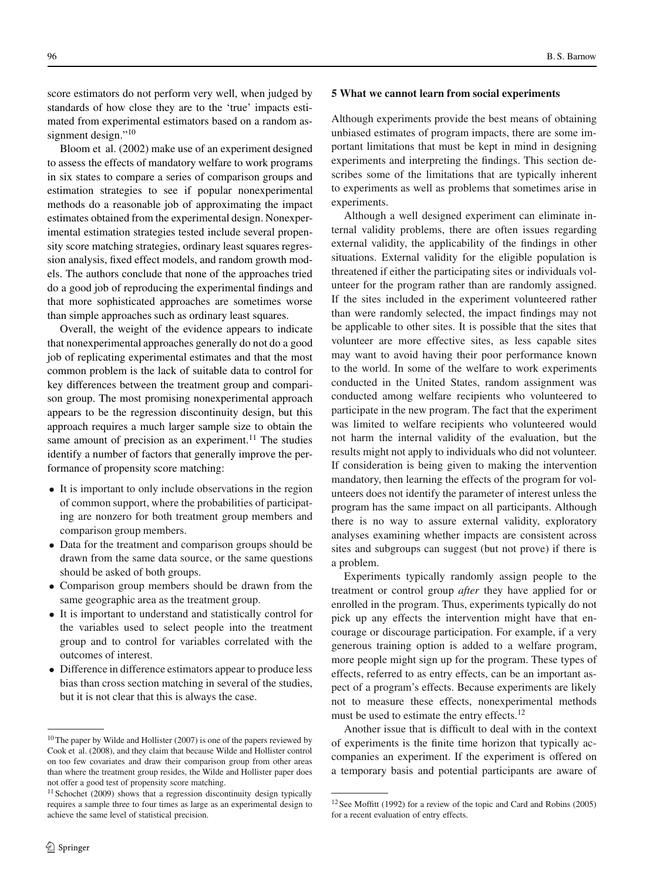score estimators do not perform very well, when judged by standards of how close they are to the 'true' impacts estimated from experimental estimators based on a random assignment design."[10]

Bloom et al. (2002) make use of an experiment designed to assess the effects of mandatory welfare to work programs in six states to compare a series of comparison groups and estimation strategies to see if popular nonexperimental methods do a reasonable job of approximating the impact estimates obtained from the experimental design. Nonexperimental estimation strategies tested include several propensity score matching strategies, ordinary least squares regression analysis, fixed effect models, and random growth models. The authors conclude that none of the approaches tried do a good job of reproducing the experimental findings and that more sophisticated approaches are sometimes worse than simple approaches such as ordinary least squares.

Overall, the weight of the evidence appears to indicate that nonexperimental approaches generally do not do a good job of replicating experimental estimates and that the most common problem is the lack of suitable data to control for key differences between the treatment group and comparison group. The most promising nonexperimental approach appears to be the regression discontinuity design, but this approach requires a much larger sample size to obtain the same amount of precision as an experiment.[11] The studies identify a number of factors that generally improve the performance of propensity score matching:

- It is important to only include observations in the region of common support, where the probabilities of participating are nonzero for both treatment group members and comparison group members.
- Data for the treatment and comparison groups should be drawn from the same data source, or the same questions should be asked of both groups.
- Comparison group members should be drawn from the same geographic area as the treatment group.
- It is important to understand and statistically control for the variables used to select people into the treatment group and to control for variables correlated with the outcomes of interest.
- Difference in difference estimators appear to produce less bias than cross section matching in several of the studies, but it is not clear that this is always the case.

## 5 What we cannot learn from social experiments

Although experiments provide the best means of obtaining unbiased estimates of program impacts, there are some important limitations that must be kept in mind in designing experiments and interpreting the findings. This section describes some of the limitations that are typically inherent to experiments as well as problems that sometimes arise in experiments.

Although a well designed experiment can eliminate internal validity problems, there are often issues regarding external validity, the applicability of the findings in other situations. External validity for the eligible population is threatened if either the participating sites or individuals volunteer for the program rather than are randomly assigned. If the sites included in the experiment volunteered rather than were randomly selected, the impact findings may not be applicable to other sites. It is possible that the sites that volunteer are more effective sites, as less capable sites may want to avoid having their poor performance known to the world. In some of the welfare to work experiments conducted in the United States, random assignment was conducted among welfare recipients who volunteered to participate in the new program. The fact that the experiment was limited to welfare recipients who volunteered would not harm the internal validity of the evaluation, but the results might not apply to individuals who did not volunteer. If consideration is being given to making the intervention mandatory, then learning the effects of the program for volunteers does not identify the parameter of interest unless the program has the same impact on all participants. Although there is no way to assure external validity, exploratory analyses examining whether impacts are consistent across sites and subgroups can suggest (but not prove) if there is a problem.

Experiments typically randomly assign people to the treatment or control group *after* they have applied for or enrolled in the program. Thus, experiments typically do not pick up any effects the intervention might have that encourage or discourage participation. For example, if a very generous training option is added to a welfare program, more people might sign up for the program. These types of effects, referred to as entry effects, can be an important aspect of a program's effects. Because experiments are likely not to measure these effects, nonexperimental methods must be used to estimate the entry effects.[12]

Another issue that is difficult to deal with in the context of experiments is the finite time horizon that typically accompanies an experiment. If the experiment is offered on a temporary basis and potential participants are aware of

[10] The paper by Wilde and Hollister (2007) is one of the papers reviewed by Cook et al. (2008), and they claim that because Wilde and Hollister control on too few covariates and draw their comparison group from other areas than where the treatment group resides, the Wilde and Hollister paper does not offer a good test of propensity score matching.

[11] Schochet (2009) shows that a regression discontinuity design typically requires a sample three to four times as large as an experimental design to achieve the same level of statistical precision.

[12] See Moffitt (1992) for a review of the topic and Card and Robins (2005) for a recent evaluation of entry effects.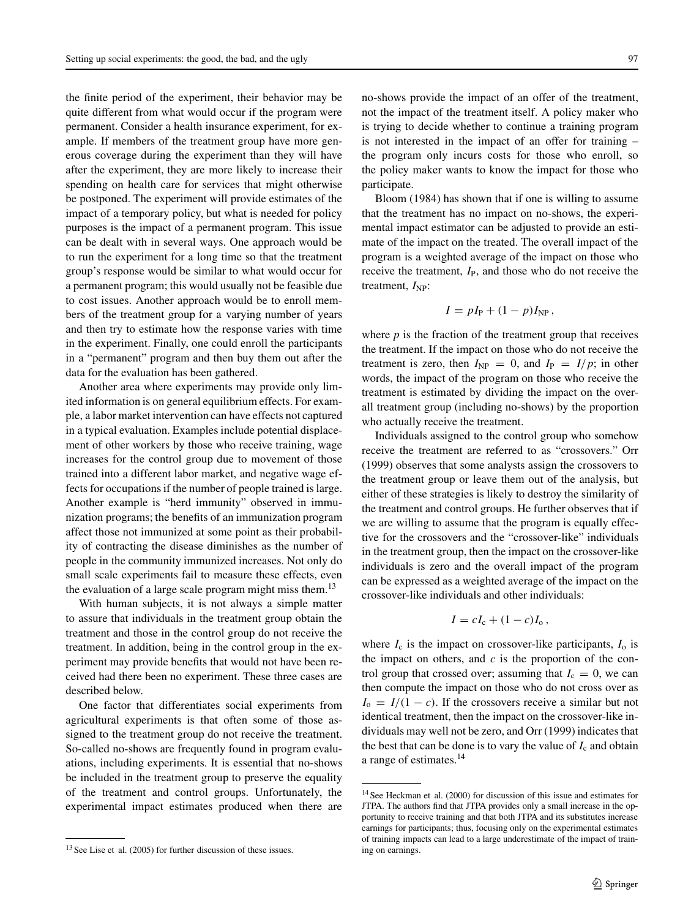the finite period of the experiment, their behavior may be quite different from what would occur if the program were permanent. Consider a health insurance experiment, for example. If members of the treatment group have more generous coverage during the experiment than they will have after the experiment, they are more likely to increase their spending on health care for services that might otherwise be postponed. The experiment will provide estimates of the impact of a temporary policy, but what is needed for policy purposes is the impact of a permanent program. This issue can be dealt with in several ways. One approach would be to run the experiment for a long time so that the treatment group's response would be similar to what would occur for a permanent program; this would usually not be feasible due to cost issues. Another approach would be to enroll members of the treatment group for a varying number of years and then try to estimate how the response varies with time in the experiment. Finally, one could enroll the participants in a "permanent" program and then buy them out after the data for the evaluation has been gathered.

Another area where experiments may provide only limited information is on general equilibrium effects. For example, a labor market intervention can have effects not captured in a typical evaluation. Examples include potential displacement of other workers by those who receive training, wage increases for the control group due to movement of those trained into a different labor market, and negative wage effects for occupations if the number of people trained is large. Another example is "herd immunity" observed in immunization programs; the benefits of an immunization program affect those not immunized at some point as their probability of contracting the disease diminishes as the number of people in the community immunized increases. Not only do small scale experiments fail to measure these effects, even the evaluation of a large scale program might miss them.[13]

With human subjects, it is not always a simple matter to assure that individuals in the treatment group obtain the treatment and those in the control group do not receive the treatment. In addition, being in the control group in the experiment may provide benefits that would not have been received had there been no experiment. These three cases are described below.

One factor that differentiates social experiments from agricultural experiments is that often some of those assigned to the treatment group do not receive the treatment. So-called no-shows are frequently found in program evaluations, including experiments. It is essential that no-shows be included in the treatment group to preserve the equality of the treatment and control groups. Unfortunately, the experimental impact estimates produced when there are no-shows provide the impact of an offer of the treatment, not the impact of the treatment itself. A policy maker who is trying to decide whether to continue a training program is not interested in the impact of an offer for training – the program only incurs costs for those who enroll, so the policy maker wants to know the impact for those who participate.

Bloom (1984) has shown that if one is willing to assume that the treatment has no impact on no-shows, the experimental impact estimator can be adjusted to provide an estimate of the impact on the treated. The overall impact of the program is a weighted average of the impact on those who receive the treatment, $I_P$, and those who do not receive the treatment, $I_{NP}$:

$$I = pI_P + (1 - p)I_{NP}\,,$$

where $p$ is the fraction of the treatment group that receives the treatment. If the impact on those who do not receive the treatment is zero, then $I_{NP} = 0$, and $I_P = I/p$; in other words, the impact of the program on those who receive the treatment is estimated by dividing the impact on the overall treatment group (including no-shows) by the proportion who actually receive the treatment.

Individuals assigned to the control group who somehow receive the treatment are referred to as "crossovers." Orr (1999) observes that some analysts assign the crossovers to the treatment group or leave them out of the analysis, but either of these strategies is likely to destroy the similarity of the treatment and control groups. He further observes that if we are willing to assume that the program is equally effective for the crossovers and the "crossover-like" individuals in the treatment group, then the impact on the crossover-like individuals is zero and the overall impact of the program can be expressed as a weighted average of the impact on the crossover-like individuals and other individuals:

$$I = cI_c + (1 - c)I_o\,,$$

where $I_c$ is the impact on crossover-like participants, $I_o$ is the impact on others, and $c$ is the proportion of the control group that crossed over; assuming that $I_c = 0$, we can then compute the impact on those who do not cross over as $I_o = I/(1 - c)$. If the crossovers receive a similar but not identical treatment, then the impact on the crossover-like individuals may well not be zero, and Orr (1999) indicates that the best that can be done is to vary the value of $I_c$ and obtain a range of estimates.[14]

---

[13] See Lise et al. (2005) for further discussion of these issues.

[14] See Heckman et al. (2000) for discussion of this issue and estimates for JTPA. The authors find that JTPA provides only a small increase in the opportunity to receive training and that both JTPA and its substitutes increase earnings for participants; thus, focusing only on the experimental estimates of training impacts can lead to a large underestimate of the impact of training on earnings.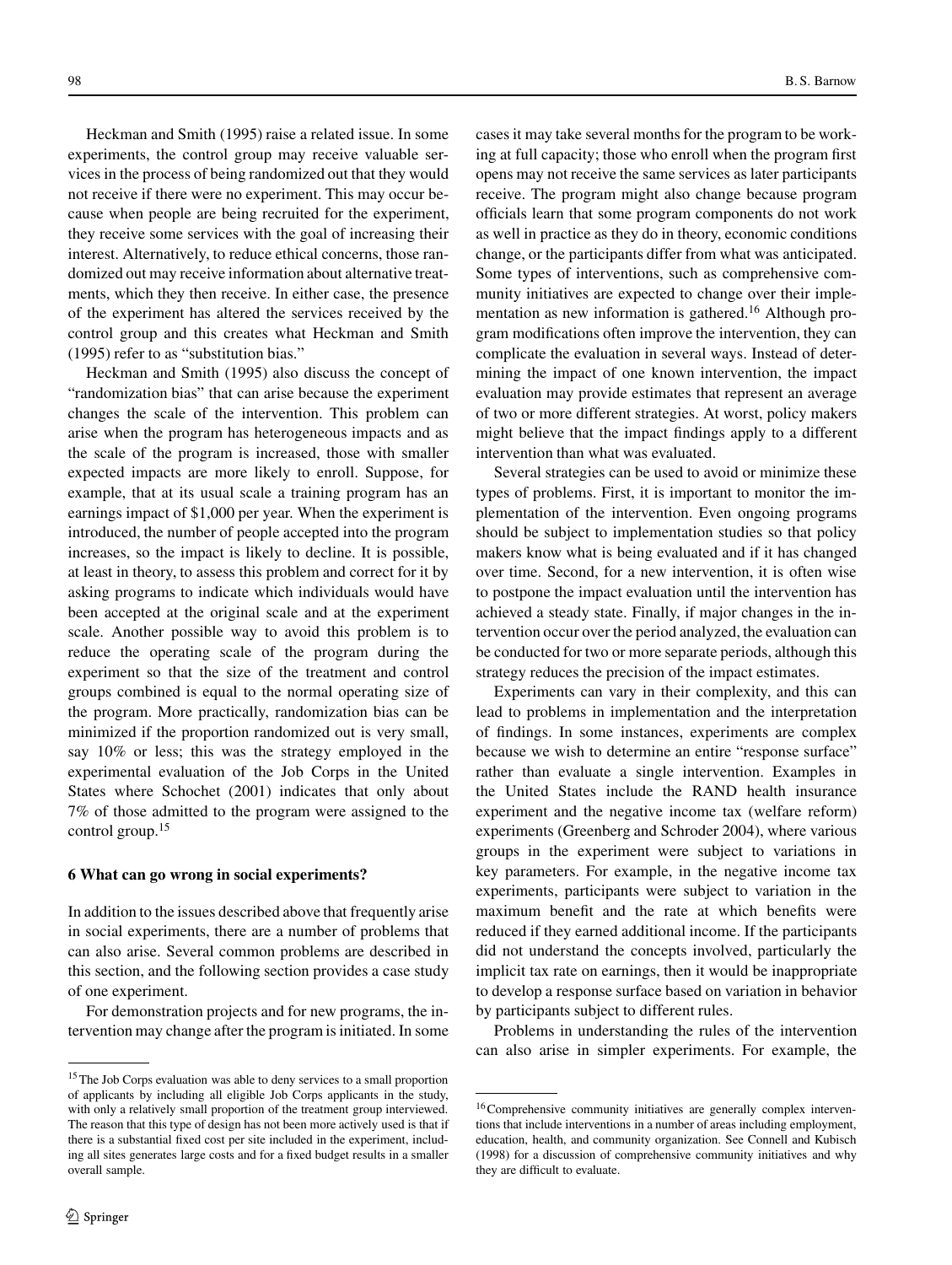Heckman and Smith (1995) raise a related issue. In some experiments, the control group may receive valuable services in the process of being randomized out that they would not receive if there were no experiment. This may occur because when people are being recruited for the experiment, they receive some services with the goal of increasing their interest. Alternatively, to reduce ethical concerns, those randomized out may receive information about alternative treatments, which they then receive. In either case, the presence of the experiment has altered the services received by the control group and this creates what Heckman and Smith (1995) refer to as "substitution bias."

Heckman and Smith (1995) also discuss the concept of "randomization bias" that can arise because the experiment changes the scale of the intervention. This problem can arise when the program has heterogeneous impacts and as the scale of the program is increased, those with smaller expected impacts are more likely to enroll. Suppose, for example, that at its usual scale a training program has an earnings impact of $1,000 per year. When the experiment is introduced, the number of people accepted into the program increases, so the impact is likely to decline. It is possible, at least in theory, to assess this problem and correct for it by asking programs to indicate which individuals would have been accepted at the original scale and at the experiment scale. Another possible way to avoid this problem is to reduce the operating scale of the program during the experiment so that the size of the treatment and control groups combined is equal to the normal operating size of the program. More practically, randomization bias can be minimized if the proportion randomized out is very small, say 10% or less; this was the strategy employed in the experimental evaluation of the Job Corps in the United States where Schochet (2001) indicates that only about 7% of those admitted to the program were assigned to the control group.[15]

## 6 What can go wrong in social experiments?

In addition to the issues described above that frequently arise in social experiments, there are a number of problems that can also arise. Several common problems are described in this section, and the following section provides a case study of one experiment.

For demonstration projects and for new programs, the intervention may change after the program is initiated. In some cases it may take several months for the program to be working at full capacity; those who enroll when the program first opens may not receive the same services as later participants receive. The program might also change because program officials learn that some program components do not work as well in practice as they do in theory, economic conditions change, or the participants differ from what was anticipated. Some types of interventions, such as comprehensive community initiatives are expected to change over their implementation as new information is gathered.[16] Although program modifications often improve the intervention, they can complicate the evaluation in several ways. Instead of determining the impact of one known intervention, the impact evaluation may provide estimates that represent an average of two or more different strategies. At worst, policy makers might believe that the impact findings apply to a different intervention than what was evaluated.

Several strategies can be used to avoid or minimize these types of problems. First, it is important to monitor the implementation of the intervention. Even ongoing programs should be subject to implementation studies so that policy makers know what is being evaluated and if it has changed over time. Second, for a new intervention, it is often wise to postpone the impact evaluation until the intervention has achieved a steady state. Finally, if major changes in the intervention occur over the period analyzed, the evaluation can be conducted for two or more separate periods, although this strategy reduces the precision of the impact estimates.

Experiments can vary in their complexity, and this can lead to problems in implementation and the interpretation of findings. In some instances, experiments are complex because we wish to determine an entire "response surface" rather than evaluate a single intervention. Examples in the United States include the RAND health insurance experiment and the negative income tax (welfare reform) experiments (Greenberg and Schroder 2004), where various groups in the experiment were subject to variations in key parameters. For example, in the negative income tax experiments, participants were subject to variation in the maximum benefit and the rate at which benefits were reduced if they earned additional income. If the participants did not understand the concepts involved, particularly the implicit tax rate on earnings, then it would be inappropriate to develop a response surface based on variation in behavior by participants subject to different rules.

Problems in understanding the rules of the intervention can also arise in simpler experiments. For example, the

---

[15] The Job Corps evaluation was able to deny services to a small proportion of applicants by including all eligible Job Corps applicants in the study, with only a relatively small proportion of the treatment group interviewed. The reason that this type of design has not been more actively used is that if there is a substantial fixed cost per site included in the experiment, including all sites generates large costs and for a fixed budget results in a smaller overall sample.

[16] Comprehensive community initiatives are generally complex interventions that include interventions in a number of areas including employment, education, health, and community organization. See Connell and Kubisch (1998) for a discussion of comprehensive community initiatives and why they are difficult to evaluate.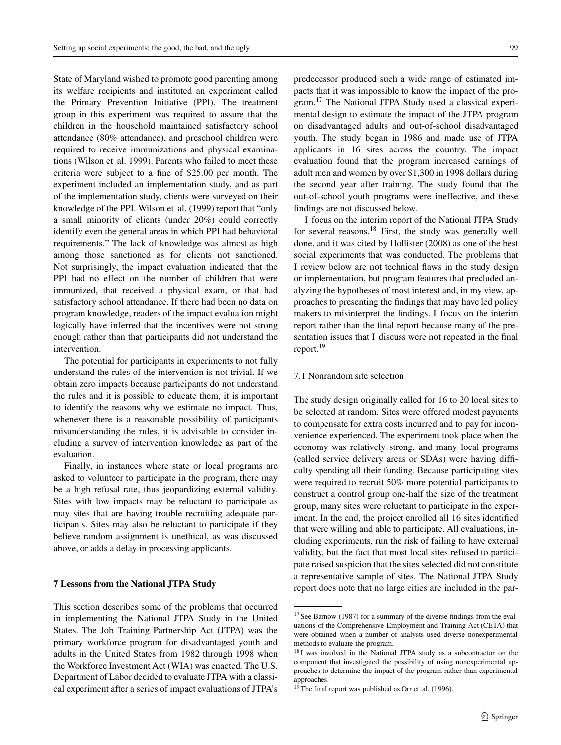State of Maryland wished to promote good parenting among its welfare recipients and instituted an experiment called the Primary Prevention Initiative (PPI). The treatment group in this experiment was required to assure that the children in the household maintained satisfactory school attendance (80% attendance), and preschool children were required to receive immunizations and physical examinations (Wilson et al. 1999). Parents who failed to meet these criteria were subject to a fine of $25.00 per month. The experiment included an implementation study, and as part of the implementation study, clients were surveyed on their knowledge of the PPI. Wilson et al. (1999) report that "only a small minority of clients (under 20%) could correctly identify even the general areas in which PPI had behavioral requirements." The lack of knowledge was almost as high among those sanctioned as for clients not sanctioned. Not surprisingly, the impact evaluation indicated that the PPI had no effect on the number of children that were immunized, that received a physical exam, or that had satisfactory school attendance. If there had been no data on program knowledge, readers of the impact evaluation might logically have inferred that the incentives were not strong enough rather than that participants did not understand the intervention.

The potential for participants in experiments to not fully understand the rules of the intervention is not trivial. If we obtain zero impacts because participants do not understand the rules and it is possible to educate them, it is important to identify the reasons why we estimate no impact. Thus, whenever there is a reasonable possibility of participants misunderstanding the rules, it is advisable to consider including a survey of intervention knowledge as part of the evaluation.

Finally, in instances where state or local programs are asked to volunteer to participate in the program, there may be a high refusal rate, thus jeopardizing external validity. Sites with low impacts may be reluctant to participate as may sites that are having trouble recruiting adequate participants. Sites may also be reluctant to participate if they believe random assignment is unethical, as was discussed above, or adds a delay in processing applicants.

## 7 Lessons from the National JTPA Study

This section describes some of the problems that occurred in implementing the National JTPA Study in the United States. The Job Training Partnership Act (JTPA) was the primary workforce program for disadvantaged youth and adults in the United States from 1982 through 1998 when the Workforce Investment Act (WIA) was enacted. The U.S. Department of Labor decided to evaluate JTPA with a classical experiment after a series of impact evaluations of JTPA's predecessor produced such a wide range of estimated impacts that it was impossible to know the impact of the program.[17] The National JTPA Study used a classical experimental design to estimate the impact of the JTPA program on disadvantaged adults and out-of-school disadvantaged youth. The study began in 1986 and made use of JTPA applicants in 16 sites across the country. The impact evaluation found that the program increased earnings of adult men and women by over $1,300 in 1998 dollars during the second year after training. The study found that the out-of-school youth programs were ineffective, and these findings are not discussed below.

I focus on the interim report of the National JTPA Study for several reasons.[18] First, the study was generally well done, and it was cited by Hollister (2008) as one of the best social experiments that was conducted. The problems that I review below are not technical flaws in the study design or implementation, but program features that precluded analyzing the hypotheses of most interest and, in my view, approaches to presenting the findings that may have led policy makers to misinterpret the findings. I focus on the interim report rather than the final report because many of the presentation issues that I discuss were not repeated in the final report.[19]

### 7.1 Nonrandom site selection

The study design originally called for 16 to 20 local sites to be selected at random. Sites were offered modest payments to compensate for extra costs incurred and to pay for inconvenience experienced. The experiment took place when the economy was relatively strong, and many local programs (called service delivery areas or SDAs) were having difficulty spending all their funding. Because participating sites were required to recruit 50% more potential participants to construct a control group one-half the size of the treatment group, many sites were reluctant to participate in the experiment. In the end, the project enrolled all 16 sites identified that were willing and able to participate. All evaluations, including experiments, run the risk of failing to have external validity, but the fact that most local sites refused to participate raised suspicion that the sites selected did not constitute a representative sample of sites. The National JTPA Study report does note that no large cities are included in the par-

---

[17] See Barnow (1987) for a summary of the diverse findings from the evaluations of the Comprehensive Employment and Training Act (CETA) that were obtained when a number of analysts used diverse nonexperimental methods to evaluate the program.

[18] I was involved in the National JTPA study as a subcontractor on the component that investigated the possibility of using nonexperimental approaches to determine the impact of the program rather than experimental approaches.

[19] The final report was published as Orr et al. (1996).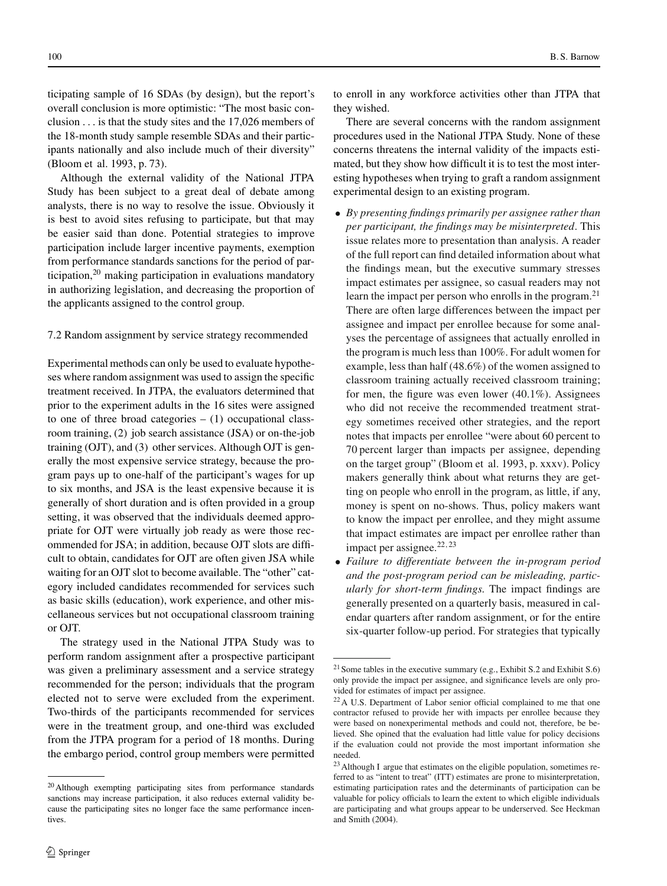ticipating sample of 16 SDAs (by design), but the report's overall conclusion is more optimistic: "The most basic conclusion . . . is that the study sites and the 17,026 members of the 18-month study sample resemble SDAs and their participants nationally and also include much of their diversity" (Bloom et al. 1993, p. 73).

Although the external validity of the National JTPA Study has been subject to a great deal of debate among analysts, there is no way to resolve the issue. Obviously it is best to avoid sites refusing to participate, but that may be easier said than done. Potential strategies to improve participation include larger incentive payments, exemption from performance standards sanctions for the period of participation,[20] making participation in evaluations mandatory in authorizing legislation, and decreasing the proportion of the applicants assigned to the control group.

### 7.2 Random assignment by service strategy recommended

Experimental methods can only be used to evaluate hypotheses where random assignment was used to assign the specific treatment received. In JTPA, the evaluators determined that prior to the experiment adults in the 16 sites were assigned to one of three broad categories – (1) occupational classroom training, (2) job search assistance (JSA) or on-the-job training (OJT), and (3) other services. Although OJT is generally the most expensive service strategy, because the program pays up to one-half of the participant's wages for up to six months, and JSA is the least expensive because it is generally of short duration and is often provided in a group setting, it was observed that the individuals deemed appropriate for OJT were virtually job ready as were those recommended for JSA; in addition, because OJT slots are difficult to obtain, candidates for OJT are often given JSA while waiting for an OJT slot to become available. The "other" category included candidates recommended for services such as basic skills (education), work experience, and other miscellaneous services but not occupational classroom training or OJT.

The strategy used in the National JTPA Study was to perform random assignment after a prospective participant was given a preliminary assessment and a service strategy recommended for the person; individuals that the program elected not to serve were excluded from the experiment. Two-thirds of the participants recommended for services were in the treatment group, and one-third was excluded from the JTPA program for a period of 18 months. During the embargo period, control group members were permitted to enroll in any workforce activities other than JTPA that they wished.

There are several concerns with the random assignment procedures used in the National JTPA Study. None of these concerns threatens the internal validity of the impacts estimated, but they show how difficult it is to test the most interesting hypotheses when trying to graft a random assignment experimental design to an existing program.

- *By presenting findings primarily per assignee rather than per participant, the findings may be misinterpreted*. This issue relates more to presentation than analysis. A reader of the full report can find detailed information about what the findings mean, but the executive summary stresses impact estimates per assignee, so casual readers may not learn the impact per person who enrolls in the program.[21] There are often large differences between the impact per assignee and impact per enrollee because for some analyses the percentage of assignees that actually enrolled in the program is much less than 100%. For adult women for example, less than half (48.6%) of the women assigned to classroom training actually received classroom training; for men, the figure was even lower (40.1%). Assignees who did not receive the recommended treatment strategy sometimes received other strategies, and the report notes that impacts per enrollee "were about 60 percent to 70 percent larger than impacts per assignee, depending on the target group" (Bloom et al. 1993, p. xxxv). Policy makers generally think about what returns they are getting on people who enroll in the program, as little, if any, money is spent on no-shows. Thus, policy makers want to know the impact per enrollee, and they might assume that impact estimates are impact per enrollee rather than impact per assignee.[22,23]
- *Failure to differentiate between the in-program period and the post-program period can be misleading, particularly for short-term findings.* The impact findings are generally presented on a quarterly basis, measured in calendar quarters after random assignment, or for the entire six-quarter follow-up period. For strategies that typically

[20] Although exempting participating sites from performance standards sanctions may increase participation, it also reduces external validity because the participating sites no longer face the same performance incentives.

[21] Some tables in the executive summary (e.g., Exhibit S.2 and Exhibit S.6) only provide the impact per assignee, and significance levels are only provided for estimates of impact per assignee.

[22] A U.S. Department of Labor senior official complained to me that one contractor refused to provide her with impacts per enrollee because they were based on nonexperimental methods and could not, therefore, be believed. She opined that the evaluation had little value for policy decisions if the evaluation could not provide the most important information she needed.

[23] Although I argue that estimates on the eligible population, sometimes referred to as "intent to treat" (ITT) estimates are prone to misinterpretation, estimating participation rates and the determinants of participation can be valuable for policy officials to learn the extent to which eligible individuals are participating and what groups appear to be underserved. See Heckman and Smith (2004).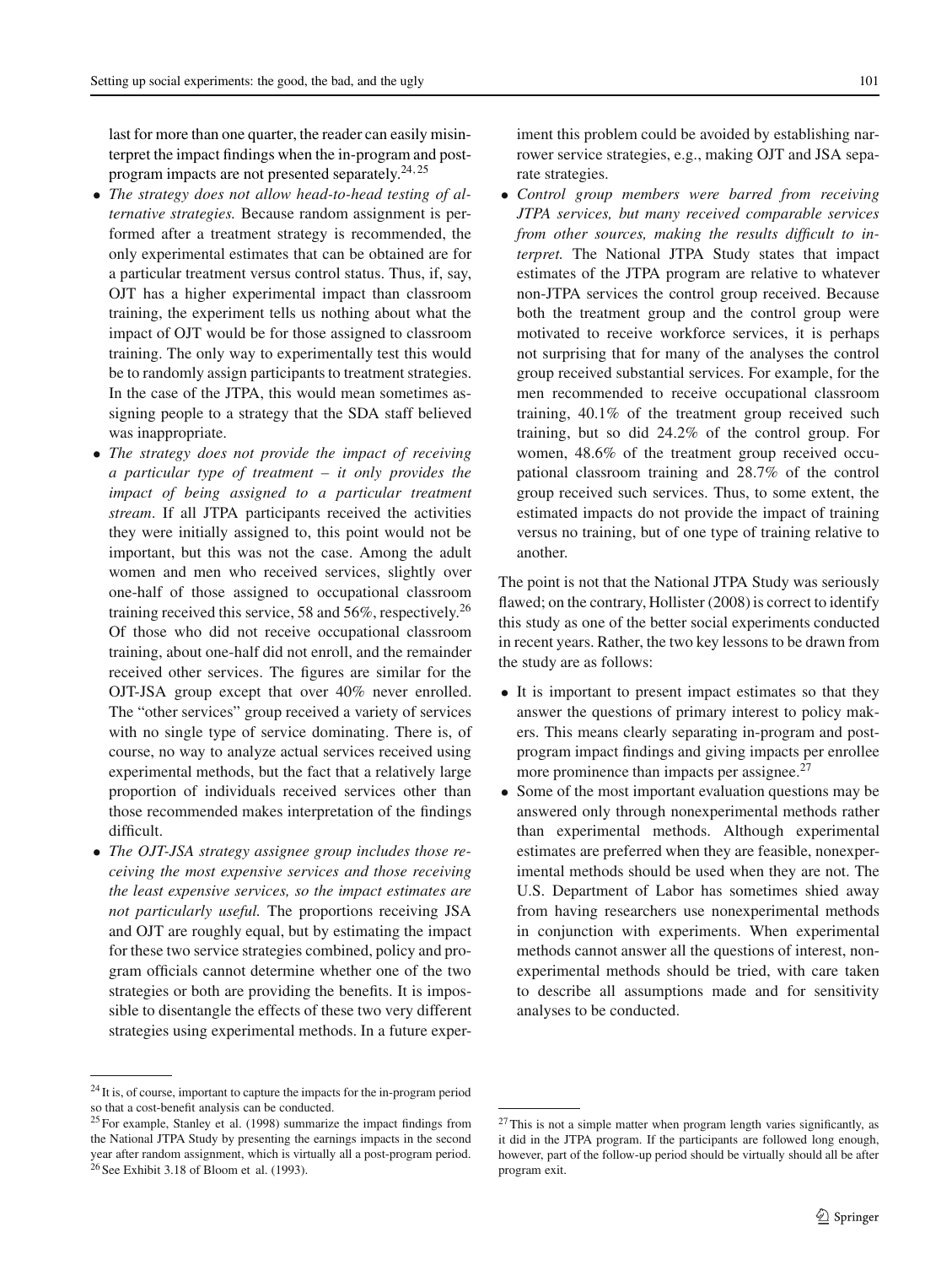last for more than one quarter, the reader can easily misinterpret the impact findings when the in-program and post-program impacts are not presented separately.[24, 25]

- *The strategy does not allow head-to-head testing of alternative strategies.* Because random assignment is performed after a treatment strategy is recommended, the only experimental estimates that can be obtained are for a particular treatment versus control status. Thus, if, say, OJT has a higher experimental impact than classroom training, the experiment tells us nothing about what the impact of OJT would be for those assigned to classroom training. The only way to experimentally test this would be to randomly assign participants to treatment strategies. In the case of the JTPA, this would mean sometimes assigning people to a strategy that the SDA staff believed was inappropriate.
- *The strategy does not provide the impact of receiving a particular type of treatment – it only provides the impact of being assigned to a particular treatment stream*. If all JTPA participants received the activities they were initially assigned to, this point would not be important, but this was not the case. Among the adult women and men who received services, slightly over one-half of those assigned to occupational classroom training received this service, 58 and 56%, respectively.[26] Of those who did not receive occupational classroom training, about one-half did not enroll, and the remainder received other services. The figures are similar for the OJT-JSA group except that over 40% never enrolled. The "other services" group received a variety of services with no single type of service dominating. There is, of course, no way to analyze actual services received using experimental methods, but the fact that a relatively large proportion of individuals received services other than those recommended makes interpretation of the findings difficult.
- *The OJT-JSA strategy assignee group includes those receiving the most expensive services and those receiving the least expensive services, so the impact estimates are not particularly useful.* The proportions receiving JSA and OJT are roughly equal, but by estimating the impact for these two service strategies combined, policy and program officials cannot determine whether one of the two strategies or both are providing the benefits. It is impossible to disentangle the effects of these two very different strategies using experimental methods. In a future experiment this problem could be avoided by establishing narrower service strategies, e.g., making OJT and JSA separate strategies.
- *Control group members were barred from receiving JTPA services, but many received comparable services from other sources, making the results difficult to interpret.* The National JTPA Study states that impact estimates of the JTPA program are relative to whatever non-JTPA services the control group received. Because both the treatment group and the control group were motivated to receive workforce services, it is perhaps not surprising that for many of the analyses the control group received substantial services. For example, for the men recommended to receive occupational classroom training, 40.1% of the treatment group received such training, but so did 24.2% of the control group. For women, 48.6% of the treatment group received occupational classroom training and 28.7% of the control group received such services. Thus, to some extent, the estimated impacts do not provide the impact of training versus no training, but of one type of training relative to another.

The point is not that the National JTPA Study was seriously flawed; on the contrary, Hollister (2008) is correct to identify this study as one of the better social experiments conducted in recent years. Rather, the two key lessons to be drawn from the study are as follows:

- It is important to present impact estimates so that they answer the questions of primary interest to policy makers. This means clearly separating in-program and post-program impact findings and giving impacts per enrollee more prominence than impacts per assignee.[27]
- Some of the most important evaluation questions may be answered only through nonexperimental methods rather than experimental methods. Although experimental estimates are preferred when they are feasible, nonexperimental methods should be used when they are not. The U.S. Department of Labor has sometimes shied away from having researchers use nonexperimental methods in conjunction with experiments. When experimental methods cannot answer all the questions of interest, nonexperimental methods should be tried, with care taken to describe all assumptions made and for sensitivity analyses to be conducted.

[24] It is, of course, important to capture the impacts for the in-program period so that a cost-benefit analysis can be conducted.

[25] For example, Stanley et al. (1998) summarize the impact findings from the National JTPA Study by presenting the earnings impacts in the second year after random assignment, which is virtually all a post-program period.

[26] See Exhibit 3.18 of Bloom et al. (1993).

[27] This is not a simple matter when program length varies significantly, as it did in the JTPA program. If the participants are followed long enough, however, part of the follow-up period should be virtually should all be after program exit.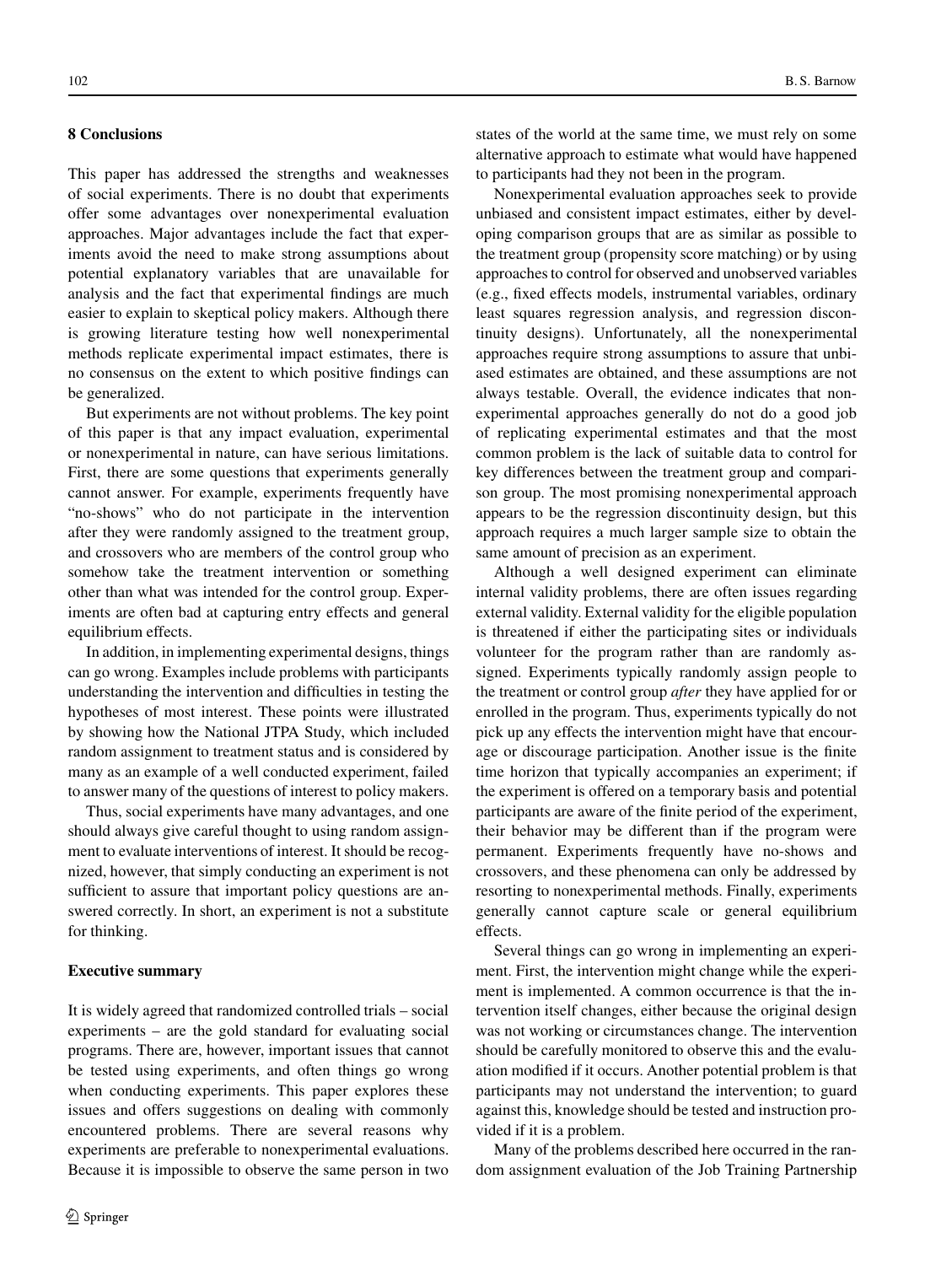## 8 Conclusions

This paper has addressed the strengths and weaknesses of social experiments. There is no doubt that experiments offer some advantages over nonexperimental evaluation approaches. Major advantages include the fact that experiments avoid the need to make strong assumptions about potential explanatory variables that are unavailable for analysis and the fact that experimental findings are much easier to explain to skeptical policy makers. Although there is growing literature testing how well nonexperimental methods replicate experimental impact estimates, there is no consensus on the extent to which positive findings can be generalized.

But experiments are not without problems. The key point of this paper is that any impact evaluation, experimental or nonexperimental in nature, can have serious limitations. First, there are some questions that experiments generally cannot answer. For example, experiments frequently have "no-shows" who do not participate in the intervention after they were randomly assigned to the treatment group, and crossovers who are members of the control group who somehow take the treatment intervention or something other than what was intended for the control group. Experiments are often bad at capturing entry effects and general equilibrium effects.

In addition, in implementing experimental designs, things can go wrong. Examples include problems with participants understanding the intervention and difficulties in testing the hypotheses of most interest. These points were illustrated by showing how the National JTPA Study, which included random assignment to treatment status and is considered by many as an example of a well conducted experiment, failed to answer many of the questions of interest to policy makers.

Thus, social experiments have many advantages, and one should always give careful thought to using random assignment to evaluate interventions of interest. It should be recognized, however, that simply conducting an experiment is not sufficient to assure that important policy questions are answered correctly. In short, an experiment is not a substitute for thinking.

## Executive summary

It is widely agreed that randomized controlled trials – social experiments – are the gold standard for evaluating social programs. There are, however, important issues that cannot be tested using experiments, and often things go wrong when conducting experiments. This paper explores these issues and offers suggestions on dealing with commonly encountered problems. There are several reasons why experiments are preferable to nonexperimental evaluations. Because it is impossible to observe the same person in two states of the world at the same time, we must rely on some alternative approach to estimate what would have happened to participants had they not been in the program.

Nonexperimental evaluation approaches seek to provide unbiased and consistent impact estimates, either by developing comparison groups that are as similar as possible to the treatment group (propensity score matching) or by using approaches to control for observed and unobserved variables (e.g., fixed effects models, instrumental variables, ordinary least squares regression analysis, and regression discontinuity designs). Unfortunately, all the nonexperimental approaches require strong assumptions to assure that unbiased estimates are obtained, and these assumptions are not always testable. Overall, the evidence indicates that nonexperimental approaches generally do not do a good job of replicating experimental estimates and that the most common problem is the lack of suitable data to control for key differences between the treatment group and comparison group. The most promising nonexperimental approach appears to be the regression discontinuity design, but this approach requires a much larger sample size to obtain the same amount of precision as an experiment.

Although a well designed experiment can eliminate internal validity problems, there are often issues regarding external validity. External validity for the eligible population is threatened if either the participating sites or individuals volunteer for the program rather than are randomly assigned. Experiments typically randomly assign people to the treatment or control group *after* they have applied for or enrolled in the program. Thus, experiments typically do not pick up any effects the intervention might have that encourage or discourage participation. Another issue is the finite time horizon that typically accompanies an experiment; if the experiment is offered on a temporary basis and potential participants are aware of the finite period of the experiment, their behavior may be different than if the program were permanent. Experiments frequently have no-shows and crossovers, and these phenomena can only be addressed by resorting to nonexperimental methods. Finally, experiments generally cannot capture scale or general equilibrium effects.

Several things can go wrong in implementing an experiment. First, the intervention might change while the experiment is implemented. A common occurrence is that the intervention itself changes, either because the original design was not working or circumstances change. The intervention should be carefully monitored to observe this and the evaluation modified if it occurs. Another potential problem is that participants may not understand the intervention; to guard against this, knowledge should be tested and instruction provided if it is a problem.

Many of the problems described here occurred in the random assignment evaluation of the Job Training Partnership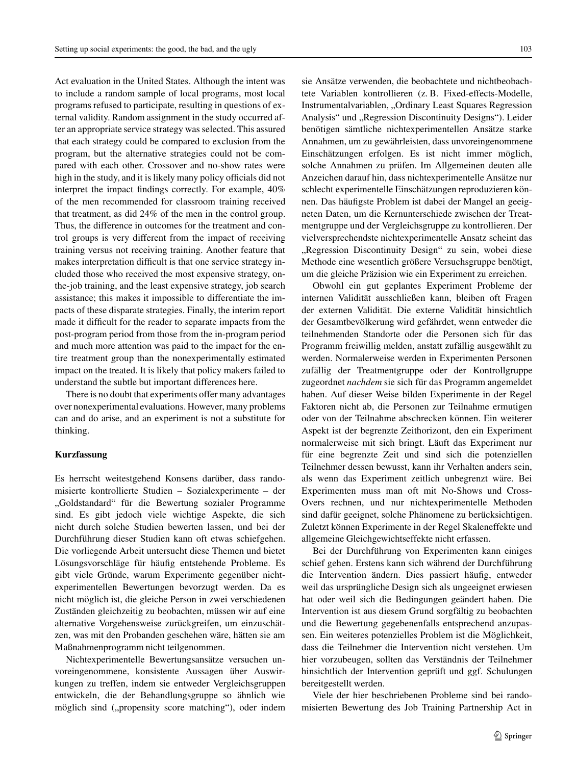Act evaluation in the United States. Although the intent was to include a random sample of local programs, most local programs refused to participate, resulting in questions of external validity. Random assignment in the study occurred after an appropriate service strategy was selected. This assured that each strategy could be compared to exclusion from the program, but the alternative strategies could not be compared with each other. Crossover and no-show rates were high in the study, and it is likely many policy officials did not interpret the impact findings correctly. For example, 40% of the men recommended for classroom training received that treatment, as did 24% of the men in the control group. Thus, the difference in outcomes for the treatment and control groups is very different from the impact of receiving training versus not receiving training. Another feature that makes interpretation difficult is that one service strategy included those who received the most expensive strategy, on-the-job training, and the least expensive strategy, job search assistance; this makes it impossible to differentiate the impacts of these disparate strategies. Finally, the interim report made it difficult for the reader to separate impacts from the post-program period from those from the in-program period and much more attention was paid to the impact for the entire treatment group than the nonexperimentally estimated impact on the treated. It is likely that policy makers failed to understand the subtle but important differences here.

There is no doubt that experiments offer many advantages over nonexperimental evaluations. However, many problems can and do arise, and an experiment is not a substitute for thinking.

**Kurzfassung**

Es herrscht weitestgehend Konsens darüber, dass randomisierte kontrollierte Studien – Sozialexperimente – der „Goldstandard" für die Bewertung sozialer Programme sind. Es gibt jedoch viele wichtige Aspekte, die sich nicht durch solche Studien bewerten lassen, und bei der Durchführung dieser Studien kann oft etwas schiefgehen. Die vorliegende Arbeit untersucht diese Themen und bietet Lösungsvorschläge für häufig entstehende Probleme. Es gibt viele Gründe, warum Experimente gegenüber nichtexperimentellen Bewertungen bevorzugt werden. Da es nicht möglich ist, die gleiche Person in zwei verschiedenen Zuständen gleichzeitig zu beobachten, müssen wir auf eine alternative Vorgehensweise zurückgreifen, um einzuschätzen, was mit den Probanden geschehen wäre, hätten sie am Maßnahmenprogramm nicht teilgenommen.

Nichtexperimentelle Bewertungsansätze versuchen unvoreingenommene, konsistente Aussagen über Auswirkungen zu treffen, indem sie entweder Vergleichsgruppen entwickeln, die der Behandlungsgruppe so ähnlich wie möglich sind („propensity score matching"), oder indem sie Ansätze verwenden, die beobachtete und nichtbeobachtete Variablen kontrollieren (z. B. Fixed-effects-Modelle, Instrumentalvariablen, „Ordinary Least Squares Regression Analysis" und „Regression Discontinuity Designs"). Leider benötigen sämtliche nichtexperimentellen Ansätze starke Annahmen, um zu gewährleisten, dass unvoreingenommene Einschätzungen erfolgen. Es ist nicht immer möglich, solche Annahmen zu prüfen. Im Allgemeinen deuten alle Anzeichen darauf hin, dass nichtexperimentelle Ansätze nur schlecht experimentelle Einschätzungen reproduzieren können. Das häufigste Problem ist dabei der Mangel an geeigneten Daten, um die Kernunterschiede zwischen der Treatmentgruppe und der Vergleichsgruppe zu kontrollieren. Der vielversprechendste nichtexperimentelle Ansatz scheint das „Regression Discontinuity Design" zu sein, wobei diese Methode eine wesentlich größere Versuchsgruppe benötigt, um die gleiche Präzision wie ein Experiment zu erreichen.

Obwohl ein gut geplantes Experiment Probleme der internen Validität ausschließen kann, bleiben oft Fragen der externen Validität. Die externe Validität hinsichtlich der Gesamtbevölkerung wird gefährdet, wenn entweder die teilnehmenden Standorte oder die Personen sich für das Programm freiwillig melden, anstatt zufällig ausgewählt zu werden. Normalerweise werden in Experimenten Personen zufällig der Treatmentgruppe oder der Kontrollgruppe zugeordnet *nachdem* sie sich für das Programm angemeldet haben. Auf dieser Weise bilden Experimente in der Regel Faktoren nicht ab, die Personen zur Teilnahme ermutigen oder von der Teilnahme abschrecken können. Ein weiterer Aspekt ist der begrenzte Zeithorizont, den ein Experiment normalerweise mit sich bringt. Läuft das Experiment nur für eine begrenzte Zeit und sind sich die potenziellen Teilnehmer dessen bewusst, kann ihr Verhalten anders sein, als wenn das Experiment zeitlich unbegrenzt wäre. Bei Experimenten muss man oft mit No-Shows und Cross-Overs rechnen, und nur nichtexperimentelle Methoden sind dafür geeignet, solche Phänomene zu berücksichtigen. Zuletzt können Experimente in der Regel Skaleneffekte und allgemeine Gleichgewichtseffekte nicht erfassen.

Bei der Durchführung von Experimenten kann einiges schief gehen. Erstens kann sich während der Durchführung die Intervention ändern. Dies passiert häufig, entweder weil das ursprüngliche Design sich als ungeeignet erwiesen hat oder weil sich die Bedingungen geändert haben. Die Intervention ist aus diesem Grund sorgfältig zu beobachten und die Bewertung gegebenenfalls entsprechend anzupassen. Ein weiteres potenzielles Problem ist die Möglichkeit, dass die Teilnehmer die Intervention nicht verstehen. Um hier vorzubeugen, sollten das Verständnis der Teilnehmer hinsichtlich der Intervention geprüft und ggf. Schulungen bereitgestellt werden.

Viele der hier beschriebenen Probleme sind bei randomisierten Bewertung des Job Training Partnership Act in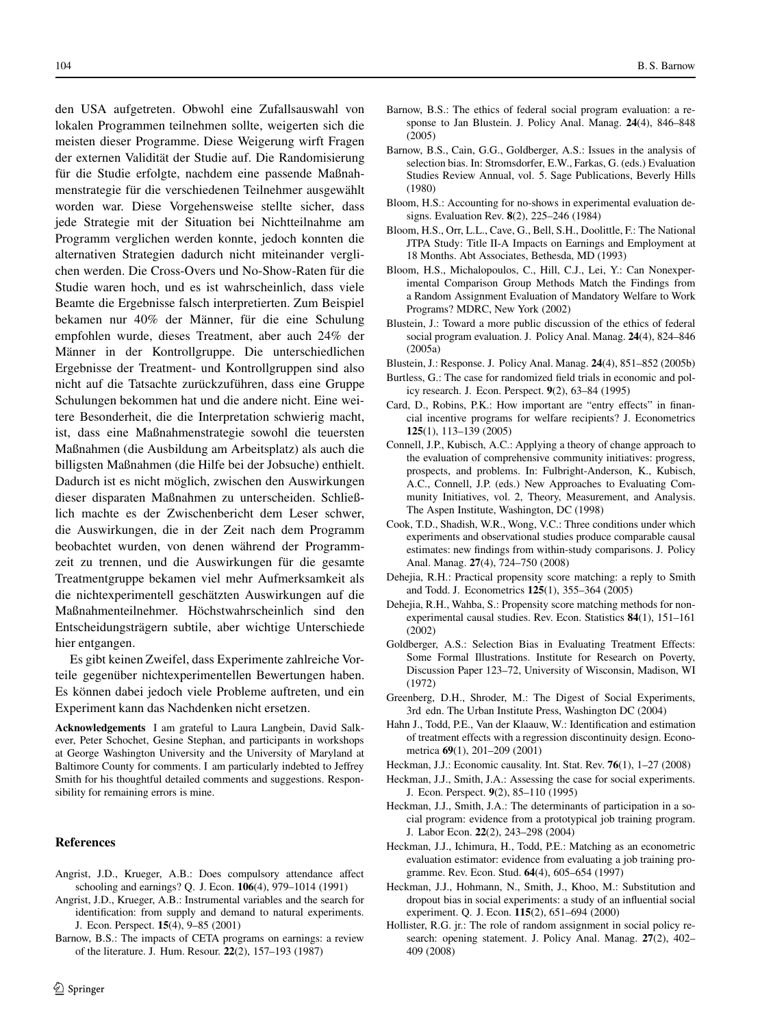den USA aufgetreten. Obwohl eine Zufallsauswahl von lokalen Programmen teilnehmen sollte, weigerten sich die meisten dieser Programme. Diese Weigerung wirft Fragen der externen Validität der Studie auf. Die Randomisierung für die Studie erfolgte, nachdem eine passende Maßnahmenstrategie für die verschiedenen Teilnehmer ausgewählt worden war. Diese Vorgehensweise stellte sicher, dass jede Strategie mit der Situation bei Nichtteilnahme am Programm verglichen werden konnte, jedoch konnten die alternativen Strategien dadurch nicht miteinander verglichen werden. Die Cross-Overs und No-Show-Raten für die Studie waren hoch, und es ist wahrscheinlich, dass viele Beamte die Ergebnisse falsch interpretierten. Zum Beispiel bekamen nur 40% der Männer, für die eine Schulung empfohlen wurde, dieses Treatment, aber auch 24% der Männer in der Kontrollgruppe. Die unterschiedlichen Ergebnisse der Treatment- und Kontrollgruppen sind also nicht auf die Tatsachte zurückzuführen, dass eine Gruppe Schulungen bekommen hat und die andere nicht. Eine weitere Besonderheit, die die Interpretation schwierig macht, ist, dass eine Maßnahmenstrategie sowohl die teuersten Maßnahmen (die Ausbildung am Arbeitsplatz) als auch die billigsten Maßnahmen (die Hilfe bei der Jobsuche) enthielt. Dadurch ist es nicht möglich, zwischen den Auswirkungen dieser disparaten Maßnahmen zu unterscheiden. Schließlich machte es der Zwischenbericht dem Leser schwer, die Auswirkungen, die in der Zeit nach dem Programm beobachtet wurden, von denen während der Programmzeit zu trennen, und die Auswirkungen für die gesamte Treatmentgruppe bekamen viel mehr Aufmerksamkeit als die nichtexperimentell geschätzten Auswirkungen auf die Maßnahmenteilnehmer. Höchstwahrscheinlich sind den Entscheidungsträgern subtile, aber wichtige Unterschiede hier entgangen.

Es gibt keinen Zweifel, dass Experimente zahlreiche Vorteile gegenüber nichtexperimentellen Bewertungen haben. Es können dabei jedoch viele Probleme auftreten, und ein Experiment kann das Nachdenken nicht ersetzen.

**Acknowledgements** I am grateful to Laura Langbein, David Salkever, Peter Schochet, Gesine Stephan, and participants in workshops at George Washington University and the University of Maryland at Baltimore County for comments. I am particularly indebted to Jeffrey Smith for his thoughtful detailed comments and suggestions. Responsibility for remaining errors is mine.

## References

Angrist, J.D., Krueger, A.B.: Does compulsory attendance affect schooling and earnings? Q. J. Econ. **106**(4), 979–1014 (1991)

Angrist, J.D., Krueger, A.B.: Instrumental variables and the search for identification: from supply and demand to natural experiments. J. Econ. Perspect. **15**(4), 9–85 (2001)

Barnow, B.S.: The impacts of CETA programs on earnings: a review of the literature. J. Hum. Resour. **22**(2), 157–193 (1987)

Barnow, B.S.: The ethics of federal social program evaluation: a response to Jan Blustein. J. Policy Anal. Manag. **24**(4), 846–848 (2005)

Barnow, B.S., Cain, G.G., Goldberger, A.S.: Issues in the analysis of selection bias. In: Stromsdorfer, E.W., Farkas, G. (eds.) Evaluation Studies Review Annual, vol. 5. Sage Publications, Beverly Hills (1980)

Bloom, H.S.: Accounting for no-shows in experimental evaluation designs. Evaluation Rev. **8**(2), 225–246 (1984)

Bloom, H.S., Orr, L.L., Cave, G., Bell, S.H., Doolittle, F.: The National JTPA Study: Title II-A Impacts on Earnings and Employment at 18 Months. Abt Associates, Bethesda, MD (1993)

Bloom, H.S., Michalopoulos, C., Hill, C.J., Lei, Y.: Can Nonexperimental Comparison Group Methods Match the Findings from a Random Assignment Evaluation of Mandatory Welfare to Work Programs? MDRC, New York (2002)

Blustein, J.: Toward a more public discussion of the ethics of federal social program evaluation. J. Policy Anal. Manag. **24**(4), 824–846 (2005a)

Blustein, J.: Response. J. Policy Anal. Manag. **24**(4), 851–852 (2005b)

Burtless, G.: The case for randomized field trials in economic and policy research. J. Econ. Perspect. **9**(2), 63–84 (1995)

Card, D., Robins, P.K.: How important are "entry effects" in financial incentive programs for welfare recipients? J. Econometrics **125**(1), 113–139 (2005)

Connell, J.P., Kubisch, A.C.: Applying a theory of change approach to the evaluation of comprehensive community initiatives: progress, prospects, and problems. In: Fulbright-Anderson, K., Kubisch, A.C., Connell, J.P. (eds.) New Approaches to Evaluating Community Initiatives, vol. 2, Theory, Measurement, and Analysis. The Aspen Institute, Washington, DC (1998)

Cook, T.D., Shadish, W.R., Wong, V.C.: Three conditions under which experiments and observational studies produce comparable causal estimates: new findings from within-study comparisons. J. Policy Anal. Manag. **27**(4), 724–750 (2008)

Dehejia, R.H.: Practical propensity score matching: a reply to Smith and Todd. J. Econometrics **125**(1), 355–364 (2005)

Dehejia, R.H., Wahba, S.: Propensity score matching methods for nonexperimental causal studies. Rev. Econ. Statistics **84**(1), 151–161 (2002)

Goldberger, A.S.: Selection Bias in Evaluating Treatment Effects: Some Formal Illustrations. Institute for Research on Poverty, Discussion Paper 123–72, University of Wisconsin, Madison, WI (1972)

Greenberg, D.H., Shroder, M.: The Digest of Social Experiments, 3rd edn. The Urban Institute Press, Washington DC (2004)

Hahn J., Todd, P.E., Van der Klaauw, W.: Identification and estimation of treatment effects with a regression discontinuity design. Econometrica **69**(1), 201–209 (2001)

Heckman, J.J.: Economic causality. Int. Stat. Rev. **76**(1), 1–27 (2008)

Heckman, J.J., Smith, J.A.: Assessing the case for social experiments. J. Econ. Perspect. **9**(2), 85–110 (1995)

Heckman, J.J., Smith, J.A.: The determinants of participation in a social program: evidence from a prototypical job training program. J. Labor Econ. **22**(2), 243–298 (2004)

Heckman, J.J., Ichimura, H., Todd, P.E.: Matching as an econometric evaluation estimator: evidence from evaluating a job training programme. Rev. Econ. Stud. **64**(4), 605–654 (1997)

Heckman, J.J., Hohmann, N., Smith, J., Khoo, M.: Substitution and dropout bias in social experiments: a study of an influential social experiment. Q. J. Econ. **115**(2), 651–694 (2000)

Hollister, R.G. jr.: The role of random assignment in social policy research: opening statement. J. Policy Anal. Manag. **27**(2), 402–409 (2008)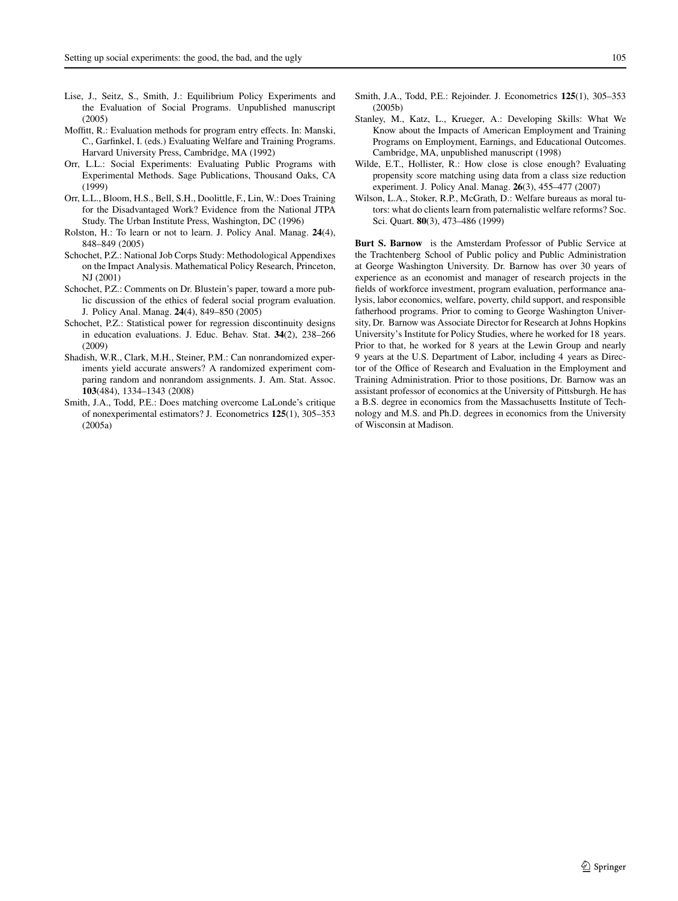Lise, J., Seitz, S., Smith, J.: Equilibrium Policy Experiments and the Evaluation of Social Programs. Unpublished manuscript (2005)

Moffitt, R.: Evaluation methods for program entry effects. In: Manski, C., Garfinkel, I. (eds.) Evaluating Welfare and Training Programs. Harvard University Press, Cambridge, MA (1992)

Orr, L.L.: Social Experiments: Evaluating Public Programs with Experimental Methods. Sage Publications, Thousand Oaks, CA (1999)

Orr, L.L., Bloom, H.S., Bell, S.H., Doolittle, F., Lin, W.: Does Training for the Disadvantaged Work? Evidence from the National JTPA Study. The Urban Institute Press, Washington, DC (1996)

Rolston, H.: To learn or not to learn. J. Policy Anal. Manag. **24**(4), 848–849 (2005)

Schochet, P.Z.: National Job Corps Study: Methodological Appendixes on the Impact Analysis. Mathematical Policy Research, Princeton, NJ (2001)

Schochet, P.Z.: Comments on Dr. Blustein's paper, toward a more public discussion of the ethics of federal social program evaluation. J. Policy Anal. Manag. **24**(4), 849–850 (2005)

Schochet, P.Z.: Statistical power for regression discontinuity designs in education evaluations. J. Educ. Behav. Stat. **34**(2), 238–266 (2009)

Shadish, W.R., Clark, M.H., Steiner, P.M.: Can nonrandomized experiments yield accurate answers? A randomized experiment comparing random and nonrandom assignments. J. Am. Stat. Assoc. **103**(484), 1334–1343 (2008)

Smith, J.A., Todd, P.E.: Does matching overcome LaLonde's critique of nonexperimental estimators? J. Econometrics **125**(1), 305–353 (2005a)

Smith, J.A., Todd, P.E.: Rejoinder. J. Econometrics **125**(1), 305–353 (2005b)

Stanley, M., Katz, L., Krueger, A.: Developing Skills: What We Know about the Impacts of American Employment and Training Programs on Employment, Earnings, and Educational Outcomes. Cambridge, MA, unpublished manuscript (1998)

Wilde, E.T., Hollister, R.: How close is close enough? Evaluating propensity score matching using data from a class size reduction experiment. J. Policy Anal. Manag. **26**(3), 455–477 (2007)

Wilson, L.A., Stoker, R.P., McGrath, D.: Welfare bureaus as moral tutors: what do clients learn from paternalistic welfare reforms? Soc. Sci. Quart. **80**(3), 473–486 (1999)

**Burt S. Barnow** is the Amsterdam Professor of Public Service at the Trachtenberg School of Public policy and Public Administration at George Washington University. Dr. Barnow has over 30 years of experience as an economist and manager of research projects in the fields of workforce investment, program evaluation, performance analysis, labor economics, welfare, poverty, child support, and responsible fatherhood programs. Prior to coming to George Washington University, Dr. Barnow was Associate Director for Research at Johns Hopkins University's Institute for Policy Studies, where he worked for 18 years. Prior to that, he worked for 8 years at the Lewin Group and nearly 9 years at the U.S. Department of Labor, including 4 years as Director of the Office of Research and Evaluation in the Employment and Training Administration. Prior to those positions, Dr. Barnow was an assistant professor of economics at the University of Pittsburgh. He has a B.S. degree in economics from the Massachusetts Institute of Technology and M.S. and Ph.D. degrees in economics from the University of Wisconsin at Madison.